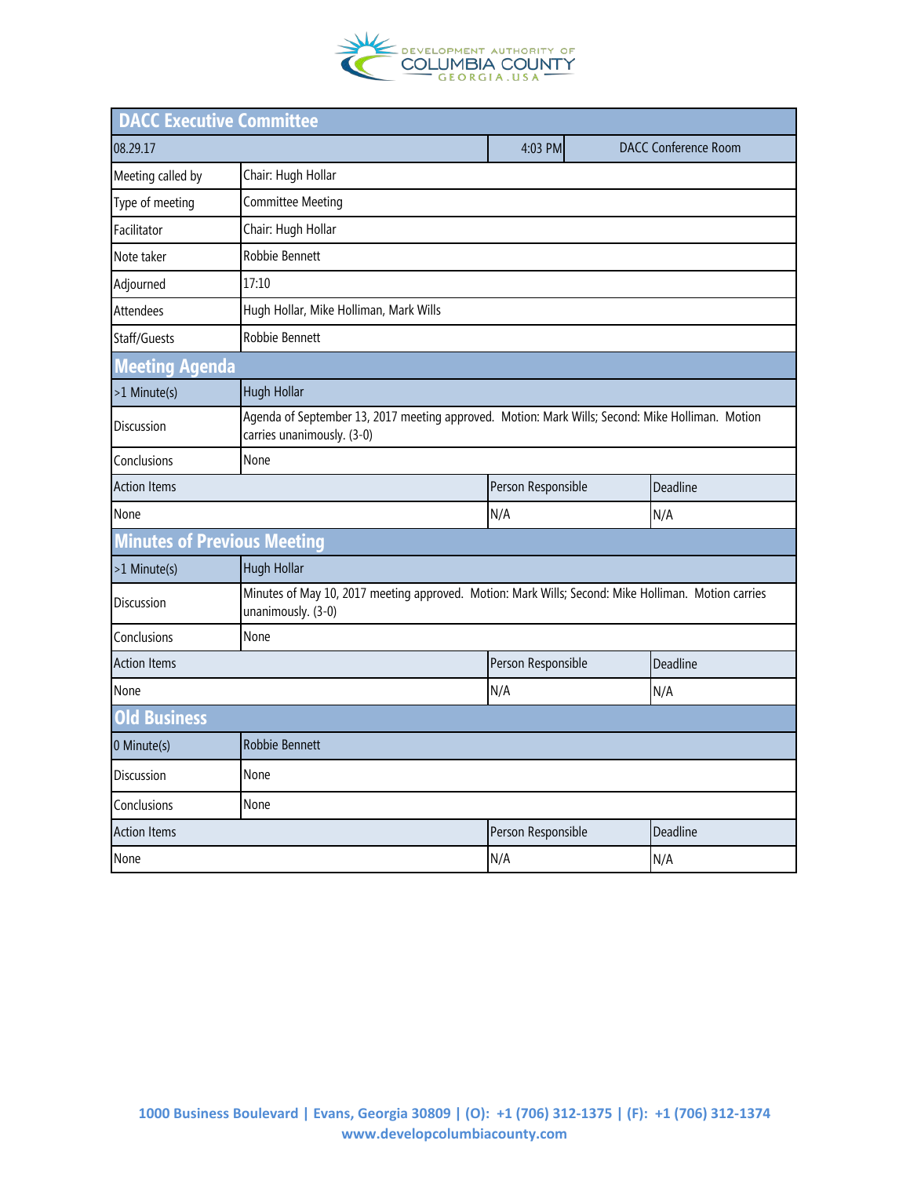# DACC Executive Committee

| 08.29.17 | | 4:03 PM | DACC Conference Room |
|---|---|---|---|
| Meeting called by | Chair: Hugh Hollar | | |
| Type of meeting | Committee Meeting | | |
| Facilitator | Chair: Hugh Hollar | | |
| Note taker | Robbie Bennett | | |
| Adjourned | 17:10 | | |
| Attendees | Hugh Hollar, Mike Holliman, Mark Wills | | |
| Staff/Guests | Robbie Bennett | | |

## Meeting Agenda

| >1 Minute(s) | Hugh Hollar | |
|---|---|---|
| Discussion | Agenda of September 13, 2017 meeting approved. Motion: Mark Wills; Second: Mike Holliman. Motion carries unanimously. (3-0) | |
| Conclusions | None | |
| **Action Items** | **Person Responsible** | **Deadline** |
| None | N/A | N/A |

## Minutes of Previous Meeting

| >1 Minute(s) | Hugh Hollar | |
|---|---|---|
| Discussion | Minutes of May 10, 2017 meeting approved. Motion: Mark Wills; Second: Mike Holliman. Motion carries unanimously. (3-0) | |
| Conclusions | None | |
| **Action Items** | **Person Responsible** | **Deadline** |
| None | N/A | N/A |

## Old Business

| 0 Minute(s) | Robbie Bennett | |
|---|---|---|
| Discussion | None | |
| Conclusions | None | |
| **Action Items** | **Person Responsible** | **Deadline** |
| None | N/A | N/A |

1000 Business Boulevard | Evans, Georgia 30809 | (O): +1 (706) 312-1375 | (F): +1 (706) 312-1374
www.developcolumbiacounty.com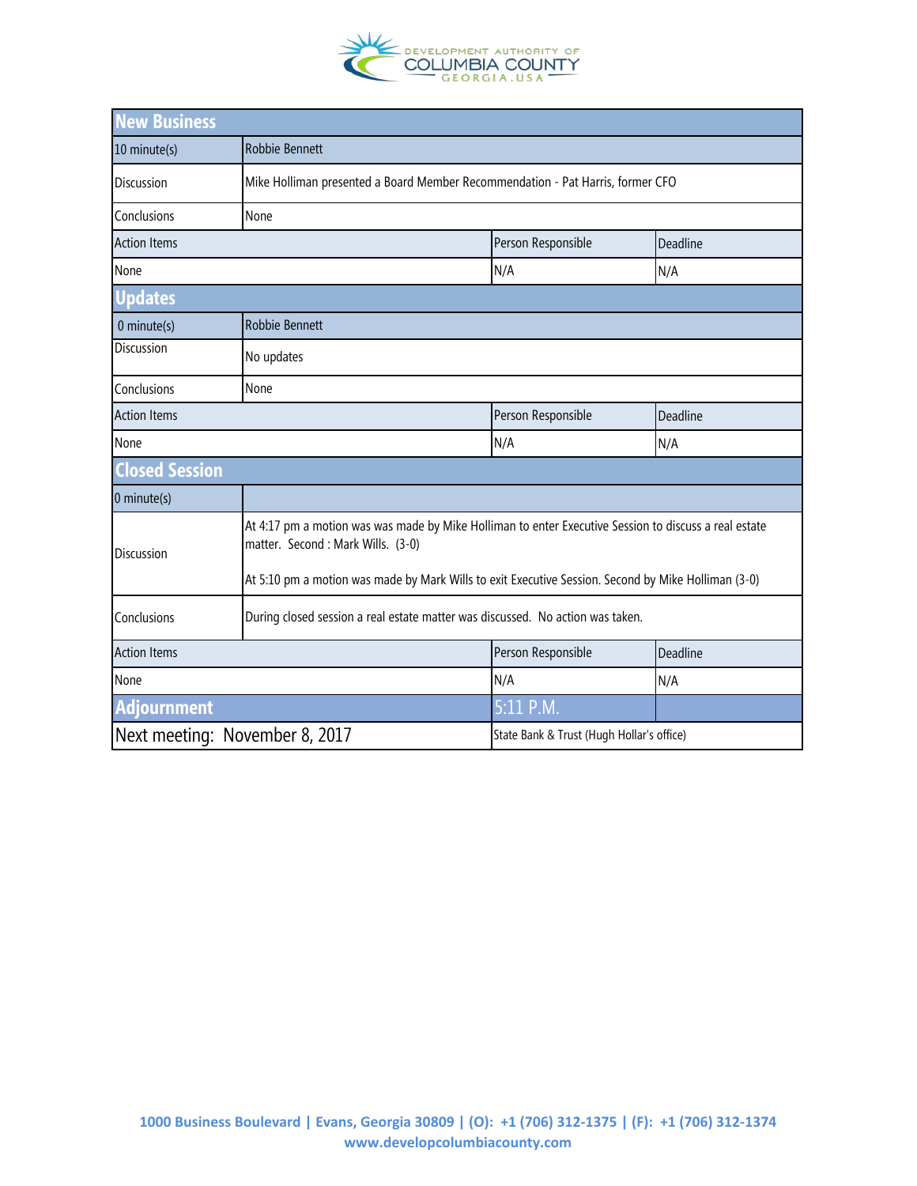| New Business | | | |
|---|---|---|---|
| 10 minute(s) | Robbie Bennett | | |
| Discussion | Mike Holliman presented a Board Member Recommendation - Pat Harris, former CFO | | |
| Conclusions | None | | |
| Action Items | | Person Responsible | Deadline |
| None | | N/A | N/A |

| Updates | | | |
|---|---|---|---|
| 0 minute(s) | Robbie Bennett | | |
| Discussion | No updates | | |
| Conclusions | None | | |
| Action Items | | Person Responsible | Deadline |
| None | | N/A | N/A |

| Closed Session | | | |
|---|---|---|---|
| 0 minute(s) | | | |
| Discussion | At 4:17 pm a motion was was made by Mike Holliman to enter Executive Session to discuss a real estate matter. Second : Mark Wills. (3-0)<br><br>At 5:10 pm a motion was made by Mark Wills to exit Executive Session. Second by Mike Holliman (3-0) | | |
| Conclusions | During closed session a real estate matter was discussed. No action was taken. | | |
| Action Items | | Person Responsible | Deadline |
| None | | N/A | N/A |

| Adjournment | 5:11 P.M. | |
|---|---|---|
| Next meeting: November 8, 2017 | State Bank & Trust (Hugh Hollar's office) | |

1000 Business Boulevard | Evans, Georgia 30809 | (O): +1 (706) 312-1375 | (F): +1 (706) 312-1374
www.developcolumbiacounty.com